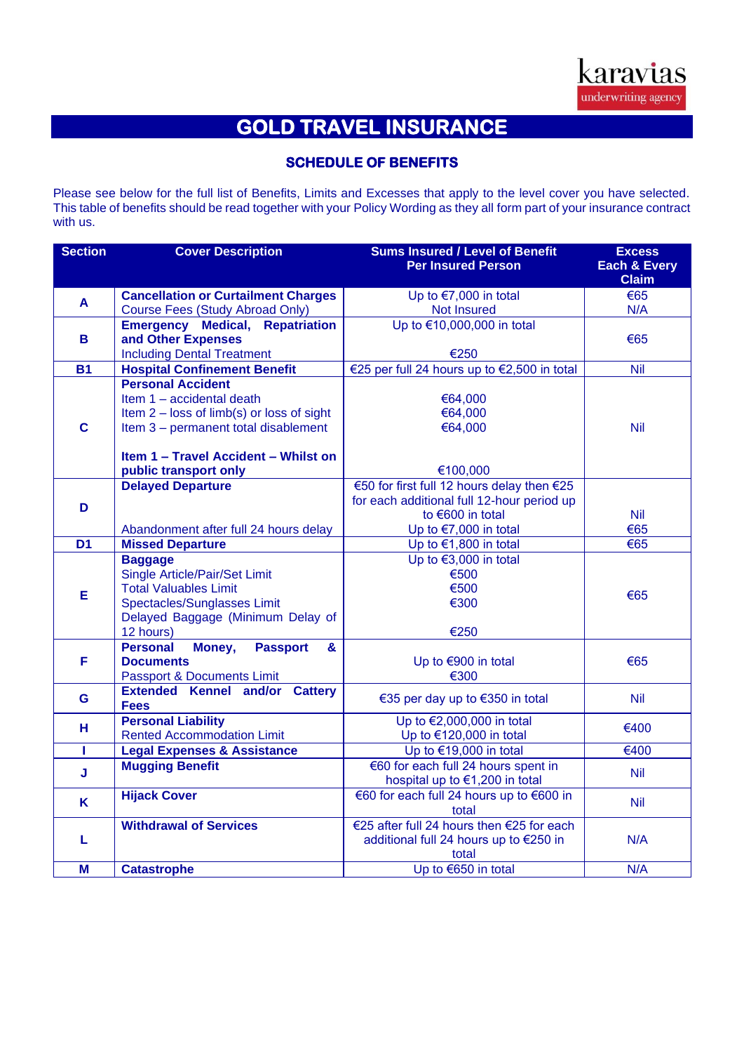karavias underwriting agency

# GOLD TRAVEL INSURANCE

## SCHEDULE OF BENEFITS

Please see below for the full list of Benefits, Limits and Excesses that apply to the level cover you have selected. This table of benefits should be read together with your Policy Wording as they all form part of your insurance contract with us.

| Section | Cover Description | Sums Insured / Level of Benefit Per Insured Person | Excess Each & Every Claim |
|---|---|---|---|
| A | **Cancellation or Curtailment Charges** | Up to €7,000 in total | €65 |
| | Course Fees (Study Abroad Only) | Not Insured | N/A |
| B | **Emergency Medical, Repatriation and Other Expenses** | Up to €10,000,000 in total | €65 |
| | Including Dental Treatment | €250 | |
| B1 | **Hospital Confinement Benefit** | €25 per full 24 hours up to €2,500 in total | Nil |
| C | **Personal Accident** | | Nil |
| | Item 1 – accidental death | €64,000 | |
| | Item 2 – loss of limb(s) or loss of sight | €64,000 | |
| | Item 3 – permanent total disablement | €64,000 | |
| | **Item 1 – Travel Accident – Whilst on public transport only** | €100,000 | |
| D | **Delayed Departure** | €50 for first full 12 hours delay then €25 for each additional full 12-hour period up to €600 in total | Nil |
| | Abandonment after full 24 hours delay | Up to €7,000 in total | €65 |
| D1 | **Missed Departure** | Up to €1,800 in total | €65 |
| E | **Baggage** | Up to €3,000 in total | €65 |
| | Single Article/Pair/Set Limit | €500 | |
| | Total Valuables Limit | €500 | |
| | Spectacles/Sunglasses Limit | €300 | |
| | Delayed Baggage (Minimum Delay of 12 hours) | €250 | |
| F | **Personal Money, Passport & Documents** | Up to €900 in total | €65 |
| | Passport & Documents Limit | €300 | |
| G | **Extended Kennel and/or Cattery Fees** | €35 per day up to €350 in total | Nil |
| H | **Personal Liability** | Up to €2,000,000 in total | €400 |
| | Rented Accommodation Limit | Up to €120,000 in total | |
| I | **Legal Expenses & Assistance** | Up to €19,000 in total | €400 |
| J | **Mugging Benefit** | €60 for each full 24 hours spent in hospital up to €1,200 in total | Nil |
| K | **Hijack Cover** | €60 for each full 24 hours up to €600 in total | Nil |
| L | **Withdrawal of Services** | €25 after full 24 hours then €25 for each additional full 24 hours up to €250 in total | N/A |
| M | **Catastrophe** | Up to €650 in total | N/A |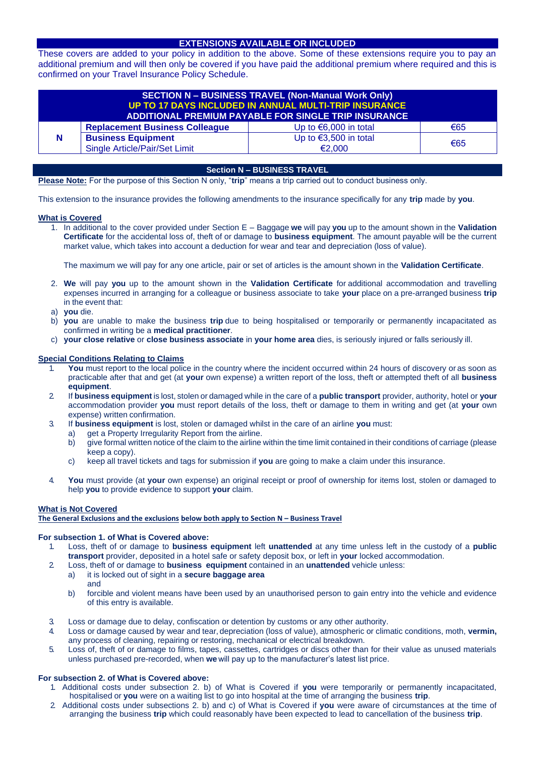## EXTENSIONS AVAILABLE OR INCLUDED

These covers are added to your policy in addition to the above. Some of these extensions require you to pay an additional premium and will then only be covered if you have paid the additional premium where required and this is confirmed on your Travel Insurance Policy Schedule.

| SECTION N – BUSINESS TRAVEL (Non-Manual Work Only) UP TO 17 DAYS INCLUDED IN ANNUAL MULTI-TRIP INSURANCE ADDITIONAL PREMIUM PAYABLE FOR SINGLE TRIP INSURANCE | | | |
|---|---|---|---|
| N | **Replacement Business Colleague** | Up to €6,000 in total | €65 |
| | **Business Equipment** Single Article/Pair/Set Limit | Up to €3,500 in total €2,000 | €65 |

## Section N – BUSINESS TRAVEL

**Please Note:** For the purpose of this Section N only, "**trip**" means a trip carried out to conduct business only.

This extension to the insurance provides the following amendments to the insurance specifically for any **trip** made by **you**.

**What is Covered**

1. In additional to the cover provided under Section E – Baggage **we** will pay **you** up to the amount shown in the **Validation Certificate** for the accidental loss of, theft of or damage to **business equipment**. The amount payable will be the current market value, which takes into account a deduction for wear and tear and depreciation (loss of value).

   The maximum we will pay for any one article, pair or set of articles is the amount shown in the **Validation Certificate**.

2. **We** will pay **you** up to the amount shown in the **Validation Certificate** for additional accommodation and travelling expenses incurred in arranging for a colleague or business associate to take **your** place on a pre-arranged business **trip** in the event that:

a) **you** die.

b) **you** are unable to make the business **trip** due to being hospitalised or temporarily or permanently incapacitated as confirmed in writing be a **medical practitioner**.

c) **your close relative** or **close business associate** in **your home area** dies, is seriously injured or falls seriously ill.

**Special Conditions Relating to Claims**

1. **You** must report to the local police in the country where the incident occurred within 24 hours of discovery or as soon as practicable after that and get (at **your** own expense) a written report of the loss, theft or attempted theft of all **business equipment**.
2. If **business equipment** is lost, stolen or damaged while in the care of a **public transport** provider, authority, hotel or **your** accommodation provider **you** must report details of the loss, theft or damage to them in writing and get (at **your** own expense) written confirmation.
3. If **business equipment** is lost, stolen or damaged whilst in the care of an airline **you** must:
   a) get a Property Irregularity Report from the airline.
   b) give formal written notice of the claim to the airline within the time limit contained in their conditions of carriage (please keep a copy).
   c) keep all travel tickets and tags for submission if **you** are going to make a claim under this insurance.
4. **You** must provide (at **your** own expense) an original receipt or proof of ownership for items lost, stolen or damaged to help **you** to provide evidence to support **your** claim.

**What is Not Covered**

**The General Exclusions and the exclusions below both apply to Section N – Business Travel**

**For subsection 1. of What is Covered above:**

1. Loss, theft of or damage to **business equipment** left **unattended** at any time unless left in the custody of a **public transport** provider, deposited in a hotel safe or safety deposit box, or left in **your** locked accommodation.
2. Loss, theft of or damage to **business equipment** contained in an **unattended** vehicle unless:
   a) it is locked out of sight in a **secure baggage area**
   and
   b) forcible and violent means have been used by an unauthorised person to gain entry into the vehicle and evidence of this entry is available.
3. Loss or damage due to delay, confiscation or detention by customs or any other authority.
4. Loss or damage caused by wear and tear, depreciation (loss of value), atmospheric or climatic conditions, moth, **vermin,** any process of cleaning, repairing or restoring, mechanical or electrical breakdown.
5. Loss of, theft of or damage to films, tapes, cassettes, cartridges or discs other than for their value as unused materials unless purchased pre-recorded, when **we** will pay up to the manufacturer's latest list price.

**For subsection 2. of What is Covered above:**

1. Additional costs under subsection 2. b) of What is Covered if **you** were temporarily or permanently incapacitated, hospitalised or **you** were on a waiting list to go into hospital at the time of arranging the business **trip**.
2. Additional costs under subsections 2. b) and c) of What is Covered if **you** were aware of circumstances at the time of arranging the business **trip** which could reasonably have been expected to lead to cancellation of the business **trip**.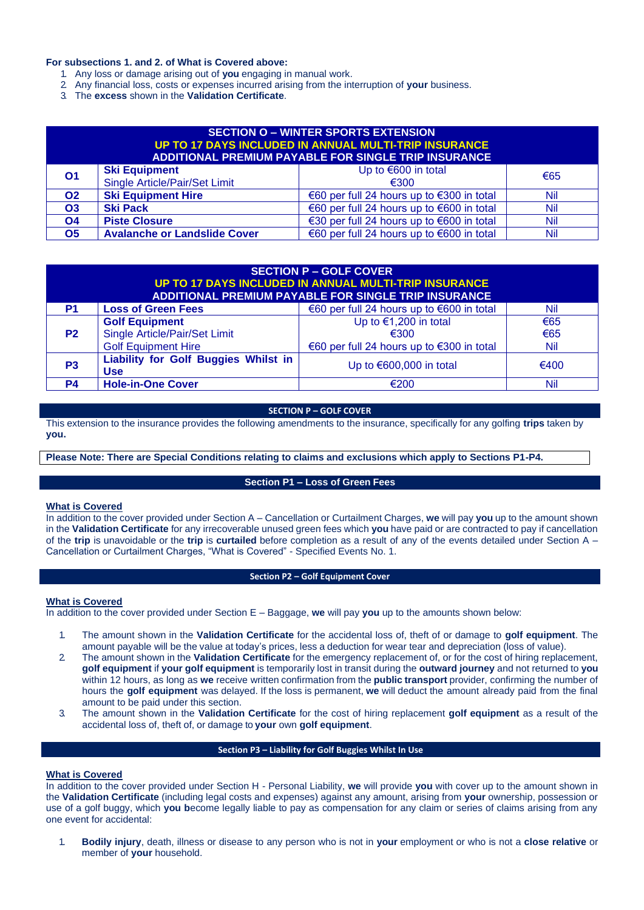**For subsections 1. and 2. of What is Covered above:**

1. Any loss or damage arising out of **you** engaging in manual work.
2. Any financial loss, costs or expenses incurred arising from the interruption of **your** business.
3. The **excess** shown in the **Validation Certificate**.

| SECTION O – WINTER SPORTS EXTENSION<br>UP TO 17 DAYS INCLUDED IN ANNUAL MULTI-TRIP INSURANCE<br>ADDITIONAL PREMIUM PAYABLE FOR SINGLE TRIP INSURANCE | | | |
|---|---|---|---|
| **O1** | **Ski Equipment**<br>Single Article/Pair/Set Limit | Up to €600 in total<br>€300 | €65 |
| **O2** | **Ski Equipment Hire** | €60 per full 24 hours up to €300 in total | Nil |
| **O3** | **Ski Pack** | €60 per full 24 hours up to €600 in total | Nil |
| **O4** | **Piste Closure** | €30 per full 24 hours up to €600 in total | Nil |
| **O5** | **Avalanche or Landslide Cover** | €60 per full 24 hours up to €600 in total | Nil |

| SECTION P – GOLF COVER<br>UP TO 17 DAYS INCLUDED IN ANNUAL MULTI-TRIP INSURANCE<br>ADDITIONAL PREMIUM PAYABLE FOR SINGLE TRIP INSURANCE | | | |
|---|---|---|---|
| **P1** | **Loss of Green Fees** | €60 per full 24 hours up to €600 in total | Nil |
| **P2** | **Golf Equipment**<br>Single Article/Pair/Set Limit<br>Golf Equipment Hire | Up to €1,200 in total<br>€300<br>€60 per full 24 hours up to €300 in total | €65<br>€65<br>Nil |
| **P3** | **Liability for Golf Buggies Whilst in Use** | Up to €600,000 in total | €400 |
| **P4** | **Hole-in-One Cover** | €200 | Nil |

## SECTION P – GOLF COVER

This extension to the insurance provides the following amendments to the insurance, specifically for any golfing **trips** taken by **you.**

**Please Note: There are Special Conditions relating to claims and exclusions which apply to Sections P1-P4.**

### Section P1 – Loss of Green Fees

**What is Covered**

In addition to the cover provided under Section A – Cancellation or Curtailment Charges, **we** will pay **you** up to the amount shown in the **Validation Certificate** for any irrecoverable unused green fees which **you** have paid or are contracted to pay if cancellation of the **trip** is unavoidable or the **trip** is **curtailed** before completion as a result of any of the events detailed under Section A – Cancellation or Curtailment Charges, "What is Covered" - Specified Events No. 1.

### Section P2 – Golf Equipment Cover

**What is Covered**

In addition to the cover provided under Section E – Baggage, **we** will pay **you** up to the amounts shown below:

1. The amount shown in the **Validation Certificate** for the accidental loss of, theft of or damage to **golf equipment**. The amount payable will be the value at today's prices, less a deduction for wear tear and depreciation (loss of value).
2. The amount shown in the **Validation Certificate** for the emergency replacement of, or for the cost of hiring replacement, **golf equipment** if **your golf equipment** is temporarily lost in transit during the **outward journey** and not returned to **you** within 12 hours, as long as **we** receive written confirmation from the **public transport** provider, confirming the number of hours the **golf equipment** was delayed. If the loss is permanent, **we** will deduct the amount already paid from the final amount to be paid under this section.
3. The amount shown in the **Validation Certificate** for the cost of hiring replacement **golf equipment** as a result of the accidental loss of, theft of, or damage to **your** own **golf equipment**.

### Section P3 – Liability for Golf Buggies Whilst In Use

**What is Covered**

In addition to the cover provided under Section H - Personal Liability, **we** will provide **you** with cover up to the amount shown in the **Validation Certificate** (including legal costs and expenses) against any amount, arising from **your** ownership, possession or use of a golf buggy, which **you b**ecome legally liable to pay as compensation for any claim or series of claims arising from any one event for accidental:

1. **Bodily injury**, death, illness or disease to any person who is not in **your** employment or who is not a **close relative** or member of **your** household.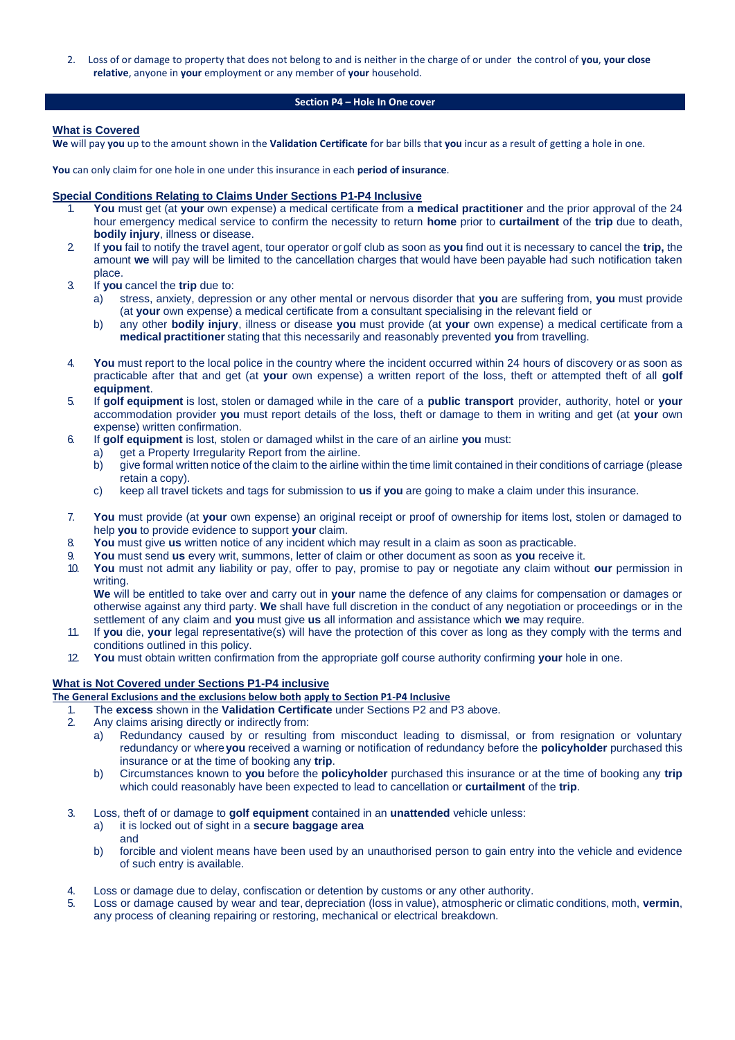2. Loss of or damage to property that does not belong to and is neither in the charge of or under the control of **you**, **your close relative**, anyone in **your** employment or any member of **your** household.

## Section P4 – Hole In One cover

### What is Covered

**We** will pay **you** up to the amount shown in the **Validation Certificate** for bar bills that **you** incur as a result of getting a hole in one.

**You** can only claim for one hole in one under this insurance in each **period of insurance**.

### Special Conditions Relating to Claims Under Sections P1-P4 Inclusive

1. **You** must get (at **your** own expense) a medical certificate from a **medical practitioner** and the prior approval of the 24 hour emergency medical service to confirm the necessity to return **home** prior to **curtailment** of the **trip** due to death, **bodily injury**, illness or disease.
2. If **you** fail to notify the travel agent, tour operator or golf club as soon as **you** find out it is necessary to cancel the **trip,** the amount **we** will pay will be limited to the cancellation charges that would have been payable had such notification taken place.
3. If **you** cancel the **trip** due to:
   a) stress, anxiety, depression or any other mental or nervous disorder that **you** are suffering from, **you** must provide (at **your** own expense) a medical certificate from a consultant specialising in the relevant field or
   b) any other **bodily injury**, illness or disease **you** must provide (at **your** own expense) a medical certificate from a **medical practitioner** stating that this necessarily and reasonably prevented **you** from travelling.
4. **You** must report to the local police in the country where the incident occurred within 24 hours of discovery or as soon as practicable after that and get (at **your** own expense) a written report of the loss, theft or attempted theft of all **golf equipment**.
5. If **golf equipment** is lost, stolen or damaged while in the care of a **public transport** provider, authority, hotel or **your** accommodation provider **you** must report details of the loss, theft or damage to them in writing and get (at **your** own expense) written confirmation.
6. If **golf equipment** is lost, stolen or damaged whilst in the care of an airline **you** must:
   a) get a Property Irregularity Report from the airline.
   b) give formal written notice of the claim to the airline within the time limit contained in their conditions of carriage (please retain a copy).
   c) keep all travel tickets and tags for submission to **us** if **you** are going to make a claim under this insurance.
7. **You** must provide (at **your** own expense) an original receipt or proof of ownership for items lost, stolen or damaged to help **you** to provide evidence to support **your** claim.
8. **You** must give **us** written notice of any incident which may result in a claim as soon as practicable.
9. **You** must send **us** every writ, summons, letter of claim or other document as soon as **you** receive it.
10. **You** must not admit any liability or pay, offer to pay, promise to pay or negotiate any claim without **our** permission in writing.
    **We** will be entitled to take over and carry out in **your** name the defence of any claims for compensation or damages or otherwise against any third party. **We** shall have full discretion in the conduct of any negotiation or proceedings or in the settlement of any claim and **you** must give **us** all information and assistance which **we** may require.
11. If **you** die, **your** legal representative(s) will have the protection of this cover as long as they comply with the terms and conditions outlined in this policy.
12. **You** must obtain written confirmation from the appropriate golf course authority confirming **your** hole in one.

### What is Not Covered under Sections P1-P4 inclusive

**The General Exclusions and the exclusions below both apply to Section P1-P4 Inclusive**

1. The **excess** shown in the **Validation Certificate** under Sections P2 and P3 above.
2. Any claims arising directly or indirectly from:
   a) Redundancy caused by or resulting from misconduct leading to dismissal, or from resignation or voluntary redundancy or where **you** received a warning or notification of redundancy before the **policyholder** purchased this insurance or at the time of booking any **trip**.
   b) Circumstances known to **you** before the **policyholder** purchased this insurance or at the time of booking any **trip** which could reasonably have been expected to lead to cancellation or **curtailment** of the **trip**.
3. Loss, theft of or damage to **golf equipment** contained in an **unattended** vehicle unless:
   a) it is locked out of sight in a **secure baggage area**
   and
   b) forcible and violent means have been used by an unauthorised person to gain entry into the vehicle and evidence of such entry is available.
4. Loss or damage due to delay, confiscation or detention by customs or any other authority.
5. Loss or damage caused by wear and tear, depreciation (loss in value), atmospheric or climatic conditions, moth, **vermin**, any process of cleaning repairing or restoring, mechanical or electrical breakdown.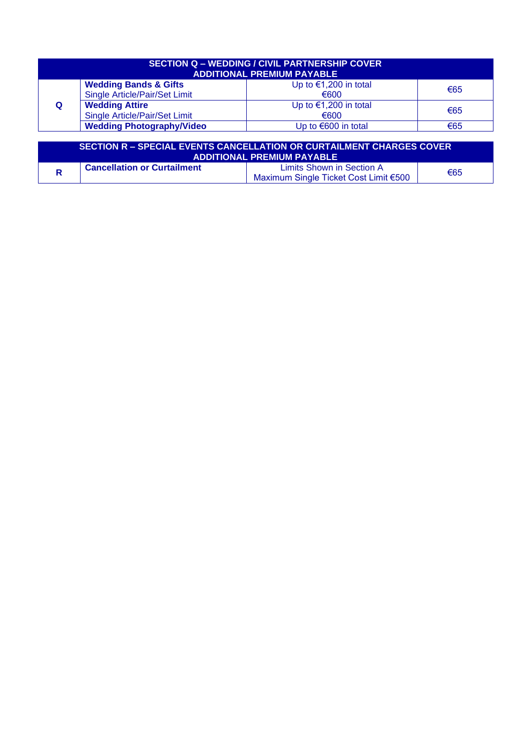| SECTION Q – WEDDING / CIVIL PARTNERSHIP COVER<br>ADDITIONAL PREMIUM PAYABLE | | | |
|---|---|---|---|
| **Q** | **Wedding Bands & Gifts**<br>Single Article/Pair/Set Limit | Up to €1,200 in total<br>€600 | €65 |
| | **Wedding Attire**<br>Single Article/Pair/Set Limit | Up to €1,200 in total<br>€600 | €65 |
| | **Wedding Photography/Video** | Up to €600 in total | €65 |

| SECTION R – SPECIAL EVENTS CANCELLATION OR CURTAILMENT CHARGES COVER<br>ADDITIONAL PREMIUM PAYABLE | | | |
|---|---|---|---|
| **R** | **Cancellation or Curtailment** | Limits Shown in Section A<br>Maximum Single Ticket Cost Limit €500 | €65 |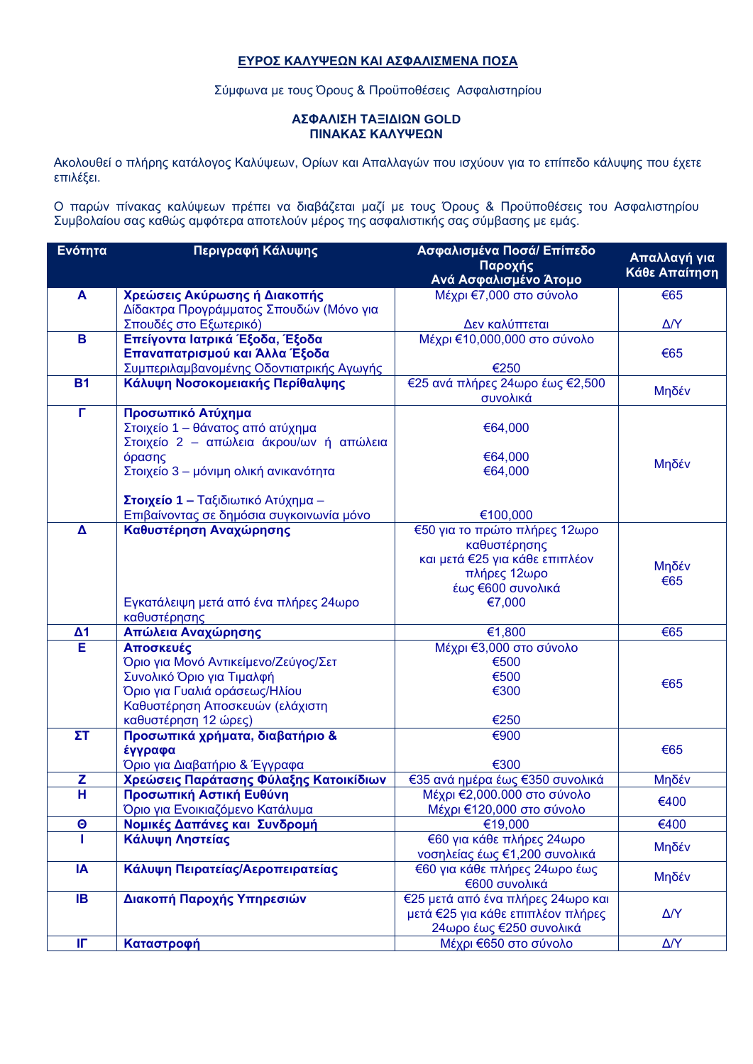**ΕΥΡΟΣ ΚΑΛΥΨΕΩΝ ΚΑΙ ΑΣΦΑΛΙΣΜΕΝΑ ΠΟΣΑ**

Σύμφωνα με τους Όρους & Προϋποθέσεις Ασφαλιστηρίου

**ΑΣΦΑΛΙΣΗ ΤΑΞΙΔΙΩΝ GOLD**
**ΠΙΝΑΚΑΣ ΚΑΛΥΨΕΩΝ**

Ακολουθεί ο πλήρης κατάλογος Καλύψεων, Ορίων και Απαλλαγών που ισχύουν για το επίπεδο κάλυψης που έχετε επιλέξει.

Ο παρών πίνακας καλύψεων πρέπει να διαβάζεται μαζί με τους Όρους & Προϋποθέσεις του Ασφαλιστηρίου Συμβολαίου σας καθώς αμφότερα αποτελούν μέρος της ασφαλιστικής σας σύμβασης με εμάς.

| Ενότητα | Περιγραφή Κάλυψης | Ασφαλισμένα Ποσά/ Επίπεδο Παροχής Ανά Ασφαλισμένο Άτομο | Απαλλαγή για Κάθε Απαίτηση |
|---|---|---|---|
| **Α** | **Χρεώσεις Ακύρωσης ή Διακοπής** | Μέχρι €7,000 στο σύνολο | €65 |
| | Δίδακτρα Προγράμματος Σπουδών (Μόνο για Σπουδές στο Εξωτερικό) | Δεν καλύπτεται | Δ/Υ |
| **Β** | **Επείγοντα Ιατρικά Έξοδα, Έξοδα Επαναπατρισμού και Άλλα Έξοδα** | Μέχρι €10,000,000 στο σύνολο | €65 |
| | Συμπεριλαμβανομένης Οδοντιατρικής Αγωγής | €250 | |
| **Β1** | **Κάλυψη Νοσοκομειακής Περίθαλψης** | €25 ανά πλήρες 24ωρο έως €2,500 συνολικά | Μηδέν |
| **Γ** | **Προσωπικό Ατύχημα** | | Μηδέν |
| | Στοιχείο 1 – θάνατος από ατύχημα | €64,000 | |
| | Στοιχείο 2 – απώλεια άκρου/ων ή απώλεια όρασης | €64,000 | |
| | Στοιχείο 3 – μόνιμη ολική ανικανότητα | €64,000 | |
| | **Στοιχείο 1 –** Ταξιδιωτικό Ατύχημα – Επιβαίνοντας σε δημόσια συγκοινωνία μόνο | €100,000 | |
| **Δ** | **Καθυστέρηση Αναχώρησης** | €50 για το πρώτο πλήρες 12ωρο καθυστέρησης και μετά €25 για κάθε επιπλέον πλήρες 12ωρο έως €600 συνολικά | Μηδέν |
| | Εγκατάλειψη μετά από ένα πλήρες 24ωρο καθυστέρησης | €7,000 | €65 |
| **Δ1** | **Απώλεια Αναχώρησης** | €1,800 | €65 |
| **Ε** | **Αποσκευές** | Μέχρι €3,000 στο σύνολο | €65 |
| | Όριο για Μονό Αντικείμενο/Ζεύγος/Σετ | €500 | |
| | Συνολικό Όριο για Τιμαλφή | €500 | |
| | Όριο για Γυαλιά οράσεως/Ηλίου | €300 | |
| | Καθυστέρηση Αποσκευών (ελάχιστη καθυστέρηση 12 ώρες) | €250 | |
| **ΣΤ** | **Προσωπικά χρήματα, διαβατήριο & έγγραφα** | €900 | €65 |
| | Όριο για Διαβατήριο & Έγγραφα | €300 | |
| **Ζ** | **Χρεώσεις Παράτασης Φύλαξης Κατοικίδιων** | €35 ανά ημέρα έως €350 συνολικά | Μηδέν |
| **Η** | **Προσωπική Αστική Ευθύνη** | Μέχρι €2,000.000 στο σύνολο | €400 |
| | Όριο για Ενοικιαζόμενο Κατάλυμα | Μέχρι €120,000 στο σύνολο | |
| **Θ** | **Νομικές Δαπάνες και Συνδρομή** | €19,000 | €400 |
| **Ι** | **Κάλυψη Ληστείας** | €60 για κάθε πλήρες 24ωρο νοσηλείας έως €1,200 συνολικά | Μηδέν |
| **ΙΑ** | **Κάλυψη Πειρατείας/Αεροπειρατείας** | €60 για κάθε πλήρες 24ωρο έως €600 συνολικά | Μηδέν |
| **ΙΒ** | **Διακοπή Παροχής Υπηρεσιών** | €25 μετά από ένα πλήρες 24ωρο και μετά €25 για κάθε επιπλέον πλήρες 24ωρο έως €250 συνολικά | Δ/Υ |
| **ΙΓ** | **Καταστροφή** | Μέχρι €650 στο σύνολο | Δ/Υ |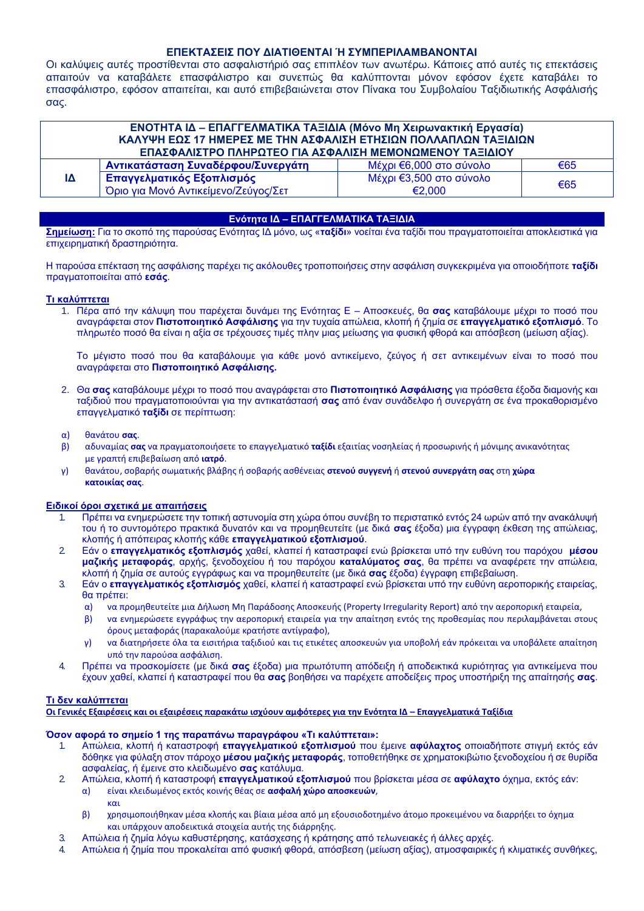## ΕΠΕΚΤΑΣΕΙΣ ΠΟΥ ΔΙΑΤΙΘΕΝΤΑΙ Ή ΣΥΜΠΕΡΙΛΑΜΒΑΝΟΝΤΑΙ

Οι καλύψεις αυτές προστίθενται στο ασφαλιστήριό σας επιπλέον των ανωτέρω. Κάποιες από αυτές τις επεκτάσεις απαιτούν να καταβάλετε επασφάλιστρο και συνεπώς θα καλύπτονται μόνον εφόσον έχετε καταβάλει το επασφάλιστρο, εφόσον απαιτείται, και αυτό επιβεβαιώνεται στον Πίνακα του Συμβολαίου Ταξιδιωτικής Ασφάλισής σας.

| ΕΝΟΤΗΤΑ ΙΔ – ΕΠΑΓΓΕΛΜΑΤΙΚΑ ΤΑΞΙΔΙΑ (Μόνο Μη Χειρωνακτική Εργασία) ΚΑΛΥΨΗ ΕΩΣ 17 ΗΜΕΡΕΣ ΜΕ ΤΗΝ ΑΣΦΑΛΙΣΗ ΕΤΗΣΙΩΝ ΠΟΛΛΑΠΛΩΝ ΤΑΞΙΔΙΩΝ ΕΠΑΣΦΑΛΙΣΤΡΟ ΠΛΗΡΩΤΕΟ ΓΙΑ ΑΣΦΑΛΙΣΗ ΜΕΜΟΝΩΜΕΝΟΥ ΤΑΞΙΔΙΟΥ | | | |
|---|---|---|---|
| ΙΔ | **Αντικατάσταση Συναδέρφου/Συνεργάτη** | Μέχρι €6,000 στο σύνολο | €65 |
| | **Επαγγελματικός Εξοπλισμός** Όριο για Μονό Αντικείμενο/Ζεύγος/Σετ | Μέχρι €3,500 στο σύνολο €2,000 | €65 |

### Ενότητα ΙΔ – ΕΠΑΓΓΕΛΜΑΤΙΚΑ ΤΑΞΙΔΙΑ

**Σημείωση:** Για το σκοπό της παρούσας Ενότητας ΙΔ μόνο, ως «**ταξίδι**» νοείται ένα ταξίδι που πραγματοποιείται αποκλειστικά για επιχειρηματική δραστηριότητα.

Η παρούσα επέκταση της ασφάλισης παρέχει τις ακόλουθες τροποποιήσεις στην ασφάλιση συγκεκριμένα για οποιοδήποτε **ταξίδι** πραγματοποιείται από **εσάς**.

**Τι καλύπτεται**

1. Πέρα από την κάλυψη που παρέχεται δυνάμει της Ενότητας Ε – Αποσκευές, θα **σας** καταβάλουμε μέχρι το ποσό που αναγράφεται στον **Πιστοποιητικό Ασφάλισης** για την τυχαία απώλεια, κλοπή ή ζημία σε **επαγγελματικό εξοπλισμό**. Το πληρωτέο ποσό θα είναι η αξία σε τρέχουσες τιμές πλην μιας μείωσης για φυσική φθορά και απόσβεση (μείωση αξίας).

   Το μέγιστο ποσό που θα καταβάλουμε για κάθε μονό αντικείμενο, ζεύγος ή σετ αντικειμένων είναι το ποσό που αναγράφεται στο **Πιστοποιητικό Ασφάλισης.**

2. Θα **σας** καταβάλουμε μέχρι το ποσό που αναγράφεται στο **Πιστοποιητικό Ασφάλισης** για πρόσθετα έξοδα διαμονής και ταξιδιού που πραγματοποιούνται για την αντικατάστασή **σας** από έναν συνάδελφο ή συνεργάτη σε ένα προκαθορισμένο επαγγελματικό **ταξίδι** σε περίπτωση:

α) θανάτου **σας**.
β) αδυναμίας **σας** να πραγματοποιήσετε το επαγγελματικό **ταξίδι** εξαιτίας νοσηλείας ή προσωρινής ή μόνιμης ανικανότητας με γραπτή επιβεβαίωση από **ιατρό**.
γ) θανάτου, σοβαρής σωματικής βλάβης ή σοβαρής ασθένειας **στενού συγγενή** ή **στενού συνεργάτη σας** στη **χώρα κατοικίας σας**.

**Ειδικοί όροι σχετικά με απαιτήσεις**

1. Πρέπει να ενημερώσετε την τοπική αστυνομία στη χώρα όπου συνέβη το περιστατικό εντός 24 ωρών από την ανακάλυψή του ή το συντομότερο πρακτικά δυνατόν και να προμηθευτείτε (με δικά **σας** έξοδα) μια έγγραφη έκθεση της απώλειας, κλοπής ή απόπειρας κλοπής κάθε **επαγγελματικού εξοπλισμού**.
2. Εάν ο **επαγγελματικός εξοπλισμός** χαθεί, κλαπεί ή καταστραφεί ενώ βρίσκεται υπό την ευθύνη του παρόχου **μέσου μαζικής μεταφοράς**, αρχής, ξενοδοχείου ή του παρόχου **καταλύματος σας**, θα πρέπει να αναφέρετε την απώλεια, κλοπή ή ζημία σε αυτούς εγγράφως και να προμηθευτείτε (με δικά **σας** έξοδα) έγγραφη επιβεβαίωση.
3. Εάν ο **επαγγελματικός εξοπλισμός** χαθεί, κλαπεί ή καταστραφεί ενώ βρίσκεται υπό την ευθύνη αεροπορικής εταιρείας, θα πρέπει:
   α) να προμηθευτείτε μια Δήλωση Μη Παράδοσης Αποσκευής (Property Irregularity Report) από την αεροπορική εταιρεία,
   β) να ενημερώσετε εγγράφως την αεροπορική εταιρεία για την απαίτηση εντός της προθεσμίας που περιλαμβάνεται στους όρους μεταφοράς (παρακαλούμε κρατήστε αντίγραφο),
   γ) να διατηρήσετε όλα τα εισιτήρια ταξιδιού και τις ετικέτες αποσκευών για υποβολή εάν πρόκειται να υποβάλετε απαίτηση υπό την παρούσα ασφάλιση.
4. Πρέπει να προσκομίσετε (με δικά **σας** έξοδα) μια πρωτότυπη απόδειξη ή αποδεικτικά κυριότητας για αντικείμενα που έχουν χαθεί, κλαπεί ή καταστραφεί που θα **σας** βοηθήσει να παρέχετε αποδείξεις προς υποστήριξη της απαίτησής **σας**.

**Τι δεν καλύπτεται**

**Οι Γενικές Εξαιρέσεις και οι εξαιρέσεις παρακάτω ισχύουν αμφότερες για την Ενότητα ΙΔ – Επαγγελματικά Ταξίδια**

**Όσον αφορά το σημείο 1 της παραπάνω παραγράφου «Τι καλύπτεται»:**

1. Απώλεια, κλοπή ή καταστροφή **επαγγελματικού εξοπλισμού** που έμεινε **αφύλαχτος** οποιαδήποτε στιγμή εκτός εάν δόθηκε για φύλαξη στον πάροχο **μέσου μαζικής μεταφοράς**, τοποθετήθηκε σε χρηματοκιβώτιο ξενοδοχείου ή σε θυρίδα ασφαλείας, ή έμεινε στο κλειδωμένο **σας** κατάλυμα.
2. Απώλεια, κλοπή ή καταστροφή **επαγγελματικού εξοπλισμού** που βρίσκεται μέσα σε **αφύλαχτο** όχημα, εκτός εάν:
   α) είναι κλειδωμένος εκτός κοινής θέας σε **ασφαλή χώρο αποσκευών**,
   και
   β) χρησιμοποιήθηκαν μέσα κλοπής και βίαια μέσα από μη εξουσιοδοτημένο άτομο προκειμένου να διαρρήξει το όχημα και υπάρχουν αποδεικτικά στοιχεία αυτής της διάρρηξης.
3. Απώλεια ή ζημία λόγω καθυστέρησης, κατάσχεσης ή κράτησης από τελωνειακές ή άλλες αρχές.
4. Απώλεια ή ζημία που προκαλείται από φυσική φθορά, απόσβεση (μείωση αξίας), ατμοσφαιρικές ή κλιματικές συνθήκες,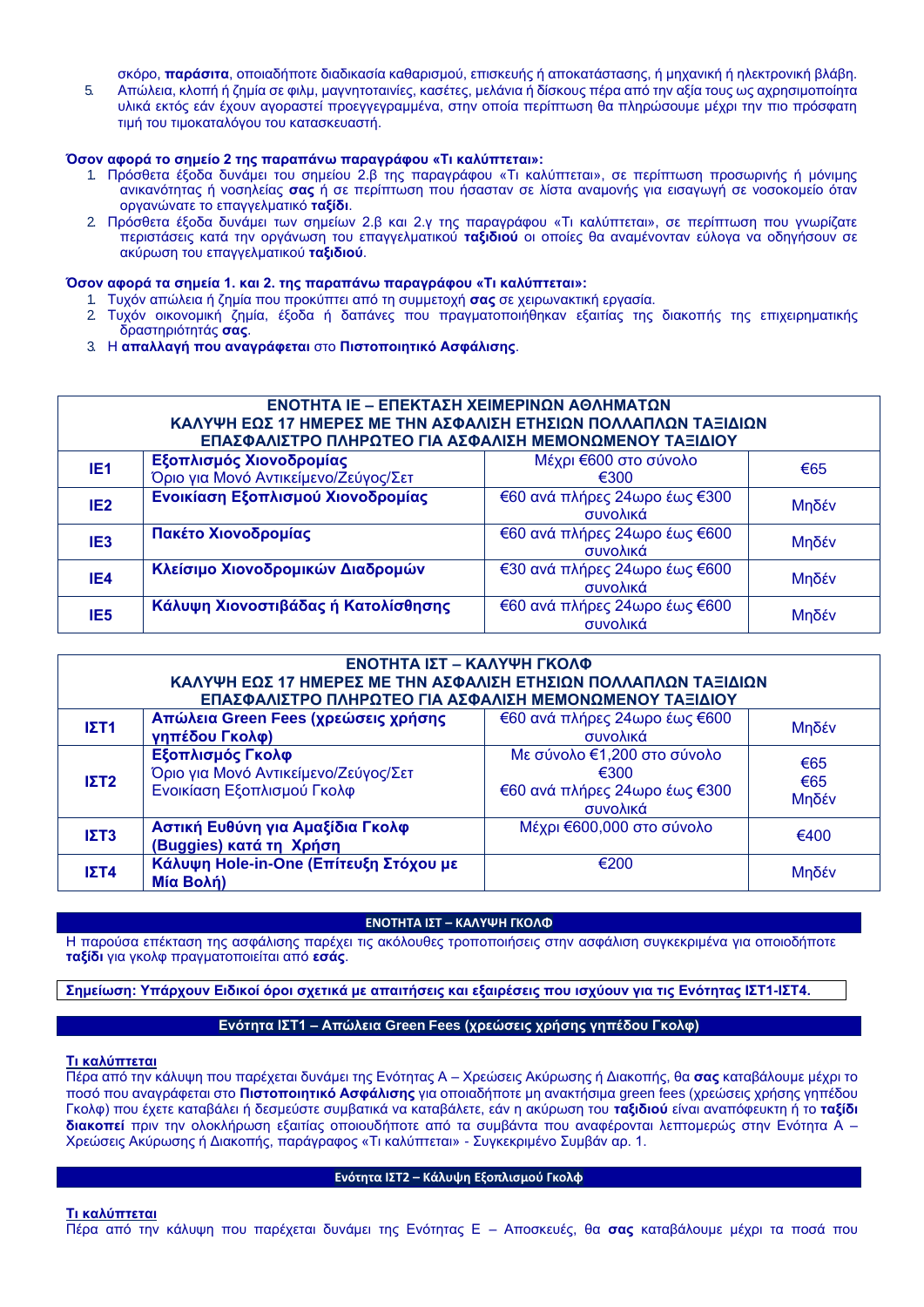σκόρο, **παράσιτα**, οποιαδήποτε διαδικασία καθαρισμού, επισκευής ή αποκατάστασης, ή μηχανική ή ηλεκτρονική βλάβη.

5. Απώλεια, κλοπή ή ζημία σε φιλμ, μαγνητοταινίες, κασέτες, μελάνια ή δίσκους πέρα από την αξία τους ως αχρησιμοποίητα υλικά εκτός εάν έχουν αγοραστεί προεγγεγραμμένα, στην οποία περίπτωση θα πληρώσουμε μέχρι την πιο πρόσφατη τιμή του τιμοκαταλόγου του κατασκευαστή.

**Όσον αφορά το σημείο 2 της παραπάνω παραγράφου «Τι καλύπτεται»:**

1. Πρόσθετα έξοδα δυνάμει του σημείου 2.β της παραγράφου «Τι καλύπτεται», σε περίπτωση προσωρινής ή μόνιμης ανικανότητας ή νοσηλείας **σας** ή σε περίπτωση που ήσασταν σε λίστα αναμονής για εισαγωγή σε νοσοκομείο όταν οργανώνατε το επαγγελματικό **ταξίδι**.
2. Πρόσθετα έξοδα δυνάμει των σημείων 2.β και 2.γ της παραγράφου «Τι καλύπτεται», σε περίπτωση που γνωρίζατε περιστάσεις κατά την οργάνωση του επαγγελματικού **ταξιδιού** οι οποίες θα αναμένονταν εύλογα να οδηγήσουν σε ακύρωση του επαγγελματικού **ταξιδιού**.

**Όσον αφορά τα σημεία 1. και 2. της παραπάνω παραγράφου «Τι καλύπτεται»:**

1. Τυχόν απώλεια ή ζημία που προκύπτει από τη συμμετοχή **σας** σε χειρωνακτική εργασία.
2. Τυχόν οικονομική ζημία, έξοδα ή δαπάνες που πραγματοποιήθηκαν εξαιτίας της διακοπής της επιχειρηματικής δραστηριότητάς **σας**.
3. Η **απαλλαγή που αναγράφεται** στο **Πιστοποιητικό Ασφάλισης**.

| **ΕΝΟΤΗΤΑ ΙΕ – ΕΠΕΚΤΑΣΗ ΧΕΙΜΕΡΙΝΩΝ ΑΘΛΗΜΑΤΩΝ<br>ΚΑΛΥΨΗ ΕΩΣ 17 ΗΜΕΡΕΣ ΜΕ ΤΗΝ ΑΣΦΑΛΙΣΗ ΕΤΗΣΙΩΝ ΠΟΛΛΑΠΛΩΝ ΤΑΞΙΔΙΩΝ<br>ΕΠΑΣΦΑΛΙΣΤΡΟ ΠΛΗΡΩΤΕΟ ΓΙΑ ΑΣΦΑΛΙΣΗ ΜΕΜΟΝΩΜΕΝΟΥ ΤΑΞΙΔΙΟΥ** | | | |
|---|---|---|---|
| **ΙΕ1** | **Εξοπλισμός Χιονοδρομίας**<br>Όριο για Μονό Αντικείμενο/Ζεύγος/Σετ | Μέχρι €600 στο σύνολο<br>€300 | €65 |
| **ΙΕ2** | **Ενοικίαση Εξοπλισμού Χιονοδρομίας** | €60 ανά πλήρες 24ωρο έως €300 συνολικά | Μηδέν |
| **ΙΕ3** | **Πακέτο Χιονοδρομίας** | €60 ανά πλήρες 24ωρο έως €600 συνολικά | Μηδέν |
| **ΙΕ4** | **Κλείσιμο Χιονοδρομικών Διαδρομών** | €30 ανά πλήρες 24ωρο έως €600 συνολικά | Μηδέν |
| **ΙΕ5** | **Κάλυψη Χιονοστιβάδας ή Κατολίσθησης** | €60 ανά πλήρες 24ωρο έως €600 συνολικά | Μηδέν |

| **ΕΝΟΤΗΤΑ ΙΣΤ – ΚΑΛΥΨΗ ΓΚΟΛΦ<br>ΚΑΛΥΨΗ ΕΩΣ 17 ΗΜΕΡΕΣ ΜΕ ΤΗΝ ΑΣΦΑΛΙΣΗ ΕΤΗΣΙΩΝ ΠΟΛΛΑΠΛΩΝ ΤΑΞΙΔΙΩΝ<br>ΕΠΑΣΦΑΛΙΣΤΡΟ ΠΛΗΡΩΤΕΟ ΓΙΑ ΑΣΦΑΛΙΣΗ ΜΕΜΟΝΩΜΕΝΟΥ ΤΑΞΙΔΙΟΥ** | | | |
|---|---|---|---|
| **ΙΣΤ1** | **Απώλεια Green Fees (χρεώσεις χρήσης γηπέδου Γκολφ)** | €60 ανά πλήρες 24ωρο έως €600 συνολικά | Μηδέν |
| **ΙΣΤ2** | **Εξοπλισμός Γκολφ**<br>Όριο για Μονό Αντικείμενο/Ζεύγος/Σετ<br>Ενοικίαση Εξοπλισμού Γκολφ | Με σύνολο €1,200 στο σύνολο<br>€300<br>€60 ανά πλήρες 24ωρο έως €300 συνολικά | €65<br>€65<br>Μηδέν |
| **ΙΣΤ3** | **Αστική Ευθύνη για Αμαξίδια Γκολφ (Buggies) κατά τη Χρήση** | Μέχρι €600,000 στο σύνολο | €400 |
| **ΙΣΤ4** | **Κάλυψη Hole-in-One (Επίτευξη Στόχου με Μία Βολή)** | €200 | Μηδέν |

## ΕΝΟΤΗΤΑ ΙΣΤ – ΚΑΛΥΨΗ ΓΚΟΛΦ

Η παρούσα επέκταση της ασφάλισης παρέχει τις ακόλουθες τροποποιήσεις στην ασφάλιση συγκεκριμένα για οποιοδήποτε **ταξίδι** για γκολφ πραγματοποιείται από **εσάς**.

**Σημείωση: Υπάρχουν Ειδικοί όροι σχετικά με απαιτήσεις και εξαιρέσεις που ισχύουν για τις Ενότητας ΙΣΤ1-ΙΣΤ4.**

### Ενότητα ΙΣΤ1 – Απώλεια Green Fees (χρεώσεις χρήσης γηπέδου Γκολφ)

**Τι καλύπτεται**

Πέρα από την κάλυψη που παρέχεται δυνάμει της Ενότητας Α – Χρεώσεις Ακύρωσης ή Διακοπής, θα **σας** καταβάλουμε μέχρι το ποσό που αναγράφεται στο **Πιστοποιητικό Ασφάλισης** για οποιαδήποτε μη ανακτήσιμα green fees (χρεώσεις χρήσης γηπέδου Γκολφ) που έχετε καταβάλει ή δεσμεύστε συμβατικά να καταβάλετε, εάν η ακύρωση του **ταξιδιού** είναι αναπόφευκτη ή το **ταξίδι διακοπεί** πριν την ολοκλήρωση εξαιτίας οποιουδήποτε από τα συμβάντα που αναφέρονται λεπτομερώς στην Ενότητα Α – Χρεώσεις Ακύρωσης ή Διακοπής, παράγραφος «Τι καλύπτεται» - Συγκεκριμένο Συμβάν αρ. 1.

### Ενότητα ΙΣΤ2 – Κάλυψη Εξοπλισμού Γκολφ

**Τι καλύπτεται**

Πέρα από την κάλυψη που παρέχεται δυνάμει της Ενότητας Ε – Αποσκευές, θα **σας** καταβάλουμε μέχρι τα ποσά που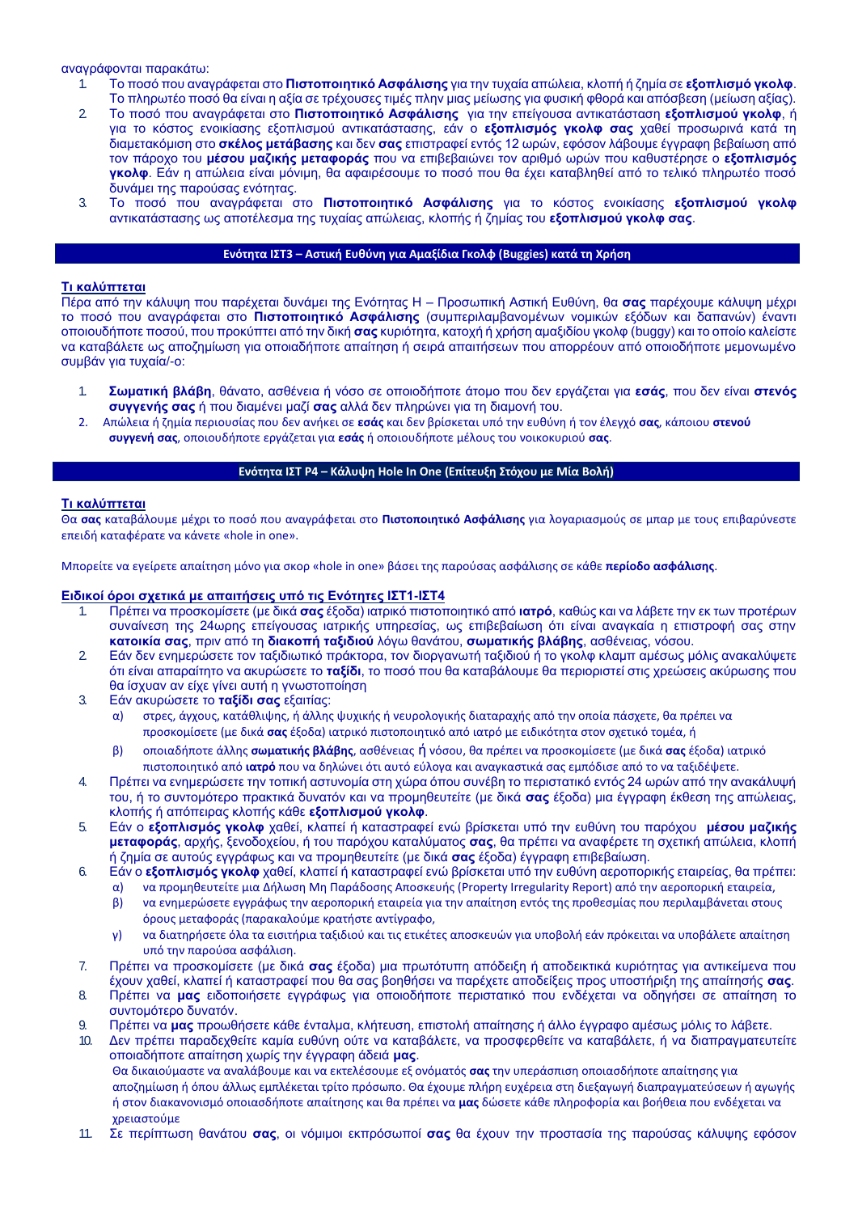αναγράφονται παρακάτω:

1. Το ποσό που αναγράφεται στο **Πιστοποιητικό Ασφάλισης** για την τυχαία απώλεια, κλοπή ή ζημία σε **εξοπλισμό γκολφ**. Το πληρωτέο ποσό θα είναι η αξία σε τρέχουσες τιμές πλην μιας μείωσης για φυσική φθορά και απόσβεση (μείωση αξίας).
2. Το ποσό που αναγράφεται στο **Πιστοποιητικό Ασφάλισης** για την επείγουσα αντικατάσταση **εξοπλισμού γκολφ**, ή για το κόστος ενοικίασης εξοπλισμού αντικατάστασης, εάν ο **εξοπλισμός γκολφ σας** χαθεί προσωρινά κατά τη διαμετακόμιση στο **σκέλος μετάβασης** και δεν **σας** επιστραφεί εντός 12 ωρών, εφόσον λάβουμε έγγραφη βεβαίωση από τον πάροχο του **μέσου μαζικής μεταφοράς** που να επιβεβαιώνει τον αριθμό ωρών που καθυστέρησε ο **εξοπλισμός γκολφ**. Εάν η απώλεια είναι μόνιμη, θα αφαιρέσουμε το ποσό που θα έχει καταβληθεί από το τελικό πληρωτέο ποσό δυνάμει της παρούσας ενότητας.
3. Το ποσό που αναγράφεται στο **Πιστοποιητικό Ασφάλισης** για το κόστος ενοικίασης **εξοπλισμού γκολφ** αντικατάστασης ως αποτέλεσμα της τυχαίας απώλειας, κλοπής ή ζημίας του **εξοπλισμού γκολφ σας**.

## Ενότητα ΙΣΤ3 – Αστική Ευθύνη για Αμαξίδια Γκολφ (Buggies) κατά τη Χρήση

**Τι καλύπτεται**

Πέρα από την κάλυψη που παρέχεται δυνάμει της Ενότητας Η – Προσωπική Αστική Ευθύνη, θα **σας** παρέχουμε κάλυψη μέχρι το ποσό που αναγράφεται στο **Πιστοποιητικό Ασφάλισης** (συμπεριλαμβανομένων νομικών εξόδων και δαπανών) έναντι οποιουδήποτε ποσού, που προκύπτει από την δική **σας** κυριότητα, κατοχή ή χρήση αμαξιδίου γκολφ (buggy) και το οποίο καλείστε να καταβάλετε ως αποζημίωση για οποιαδήποτε απαίτηση ή σειρά απαιτήσεων που απορρέουν από οποιοδήποτε μεμονωμένο συμβάν για τυχαία/-ο:

1. **Σωματική βλάβη**, θάνατο, ασθένεια ή νόσο σε οποιοδήποτε άτομο που δεν εργάζεται για **εσάς**, που δεν είναι **στενός συγγενής σας** ή που διαμένει μαζί **σας** αλλά δεν πληρώνει για τη διαμονή του.
2. Απώλεια ή ζημία περιουσίας που δεν ανήκει σε **εσάς** και δεν βρίσκεται υπό την ευθύνη ή τον έλεγχό **σας**, κάποιου **στενού συγγενή σας**, οποιουδήποτε εργάζεται για **εσάς** ή οποιουδήποτε μέλους του νοικοκυριού **σας**.

## Ενότητα ΙΣΤ Ρ4 – Κάλυψη Hole In One (Επίτευξη Στόχου με Μία Βολή)

**Τι καλύπτεται**

Θα **σας** καταβάλουμε μέχρι το ποσό που αναγράφεται στο **Πιστοποιητικό Ασφάλισης** για λογαριασμούς σε μπαρ με τους επιβαρύνεστε επειδή καταφέρατε να κάνετε «hole in one».

Μπορείτε να εγείρετε απαίτηση μόνο για σκορ «hole in one» βάσει της παρούσας ασφάλισης σε κάθε **περίοδο ασφάλισης**.

**Ειδικοί όροι σχετικά με απαιτήσεις υπό τις Ενότητες ΙΣΤ1-ΙΣΤ4**

1. Πρέπει να προσκομίσετε (με δικά **σας** έξοδα) ιατρικό πιστοποιητικό από **ιατρό**, καθώς και να λάβετε την εκ των προτέρων συναίνεση της 24ωρης επείγουσας ιατρικής υπηρεσίας, ως επιβεβαίωση ότι είναι αναγκαία η επιστροφή σας στην **κατοικία σας**, πριν από τη **διακοπή ταξιδιού** λόγω θανάτου, **σωματικής βλάβης**, ασθένειας, νόσου.
2. Εάν δεν ενημερώσετε τον ταξιδιωτικό πράκτορα, τον διοργανωτή ταξιδιού ή το γκολφ κλαμπ αμέσως μόλις ανακαλύψετε ότι είναι απαραίτητο να ακυρώσετε το **ταξίδι**, το ποσό που θα καταβάλουμε θα περιοριστεί στις χρεώσεις ακύρωσης που θα ίσχυαν αν είχε γίνει αυτή η γνωστοποίηση
3. Εάν ακυρώσετε το **ταξίδι σας** εξαιτίας:
   α) στρες, άγχους, κατάθλιψης, ή άλλης ψυχικής ή νευρολογικής διαταραχής από την οποία πάσχετε, θα πρέπει να προσκομίσετε (με δικά **σας** έξοδα) ιατρικό πιστοποιητικό από ιατρό με ειδικότητα στον σχετικό τομέα, ή
   β) οποιασδήποτε άλλης **σωματικής βλάβης**, ασθένειας ή νόσου, θα πρέπει να προσκομίσετε (με δικά **σας** έξοδα) ιατρικό πιστοποιητικό από **ιατρό** που να δηλώνει ότι αυτό εύλογα και αναγκαστικά σας εμπόδισε από το να ταξιδέψετε.
4. Πρέπει να ενημερώσετε την τοπική αστυνομία στη χώρα όπου συνέβη το περιστατικό εντός 24 ωρών από την ανακάλυψή του, ή το συντομότερο πρακτικά δυνατόν και να προμηθευτείτε (με δικά **σας** έξοδα) μια έγγραφη έκθεση της απώλειας, κλοπής ή απόπειρας κλοπής κάθε **εξοπλισμού γκολφ**.
5. Εάν ο **εξοπλισμός γκολφ** χαθεί, κλαπεί ή καταστραφεί ενώ βρίσκεται υπό την ευθύνη του παρόχου **μέσου μαζικής μεταφοράς**, αρχής, ξενοδοχείου, ή του παρόχου καταλύματος **σας**, θα πρέπει να αναφέρετε τη σχετική απώλεια, κλοπή ή ζημία σε αυτούς εγγράφως και να προμηθευτείτε (με δικά **σας** έξοδα) έγγραφη επιβεβαίωση.
6. Εάν ο **εξοπλισμός γκολφ** χαθεί, κλαπεί ή καταστραφεί ενώ βρίσκεται υπό την ευθύνη αεροπορικής εταιρείας, θα πρέπει:
   α) να προμηθευτείτε μια Δήλωση Μη Παράδοσης Αποσκευής (Property Irregularity Report) από την αεροπορική εταιρεία,
   β) να ενημερώσετε εγγράφως την αεροπορική εταιρεία για την απαίτηση εντός της προθεσμίας που περιλαμβάνεται στους όρους μεταφοράς (παρακαλούμε κρατήστε αντίγραφο,
   γ) να διατηρήσετε όλα τα εισιτήρια ταξιδιού και τις ετικέτες αποσκευών για υποβολή εάν πρόκειται να υποβάλετε απαίτηση υπό την παρούσα ασφάλιση.
7. Πρέπει να προσκομίσετε (με δικά **σας** έξοδα) μια πρωτότυπη απόδειξη ή αποδεικτικά κυριότητας για αντικείμενα που έχουν χαθεί, κλαπεί ή καταστραφεί που θα σας βοηθήσει να παρέχετε αποδείξεις προς υποστήριξη της απαίτησής **σας**.
8. Πρέπει να **μας** ειδοποιήσετε εγγράφως για οποιοδήποτε περιστατικό που ενδέχεται να οδηγήσει σε απαίτηση το συντομότερο δυνατόν.
9. Πρέπει να **μας** προωθήσετε κάθε ένταλμα, κλήτευση, επιστολή απαίτησης ή άλλο έγγραφο αμέσως μόλις το λάβετε.
10. Δεν πρέπει παραδεχθείτε καμία ευθύνη ούτε να καταβάλετε, να προσφερθείτε να καταβάλετε, ή να διαπραγματευτείτε οποιαδήποτε απαίτηση χωρίς την έγγραφη άδειά **μας**.
    Θα δικαιούμαστε να αναλάβουμε και να εκτελέσουμε εξ ονόματός **σας** την υπεράσπιση οποιασδήποτε απαίτησης για αποζημίωση ή όπου άλλως εμπλέκεται τρίτο πρόσωπο. Θα έχουμε πλήρη ευχέρεια στη διεξαγωγή διαπραγματεύσεων ή αγωγής ή στον διακανονισμό οποιασδήποτε απαίτησης και θα πρέπει να **μας** δώσετε κάθε πληροφορία και βοήθεια που ενδέχεται να χρειαστούμε
11. Σε περίπτωση θανάτου **σας**, οι νόμιμοι εκπρόσωποί **σας** θα έχουν την προστασία της παρούσας κάλυψης εφόσον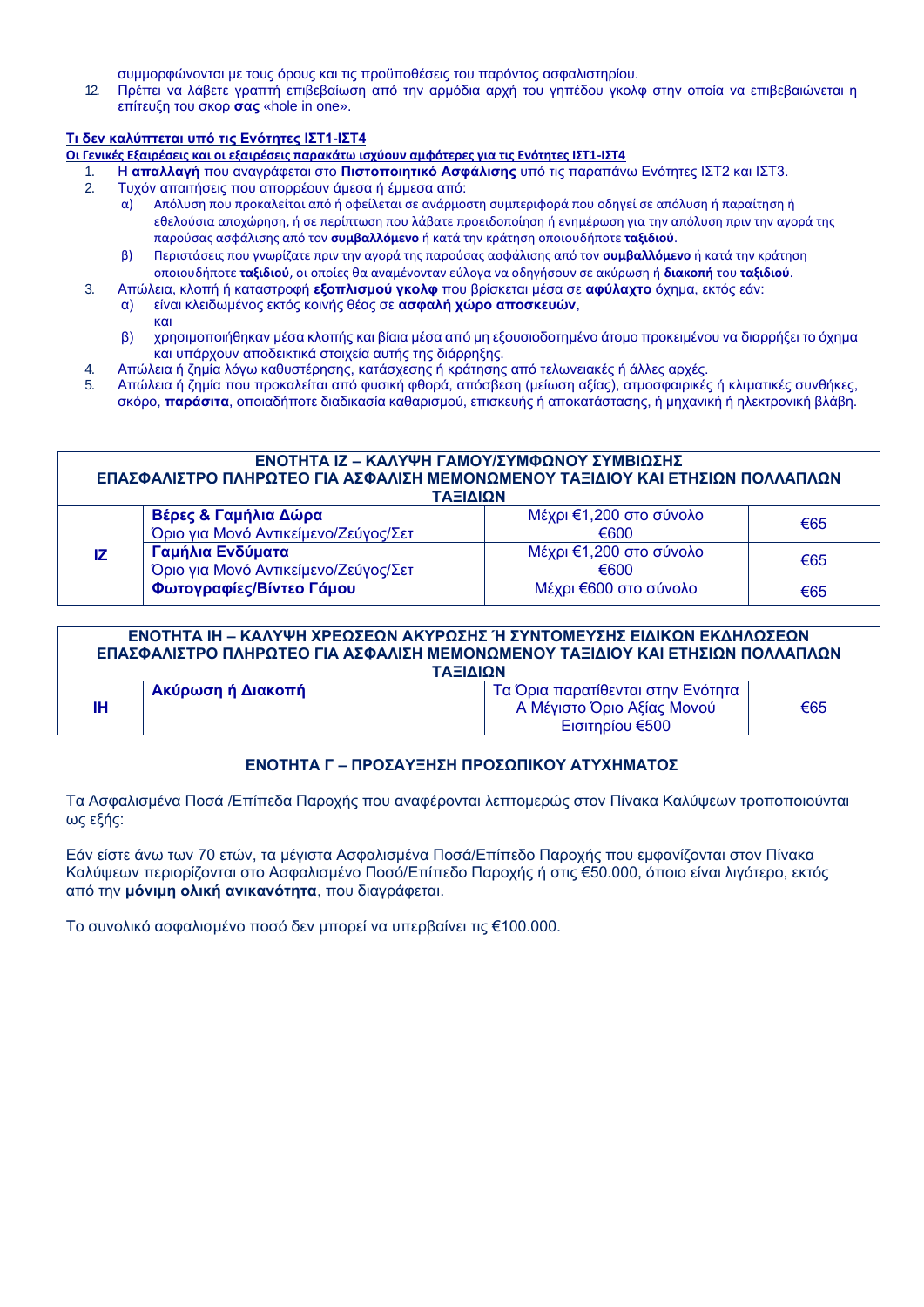συμμορφώνονται με τους όρους και τις προϋποθέσεις του παρόντος ασφαλιστηρίου.

12. Πρέπει να λάβετε γραπτή επιβεβαίωση από την αρμόδια αρχή του γηπέδου γκολφ στην οποία να επιβεβαιώνεται η επίτευξη του σκορ **σας** «hole in one».

**Τι δεν καλύπτεται υπό τις Ενότητες ΙΣΤ1-ΙΣΤ4**

**Οι Γενικές Εξαιρέσεις και οι εξαιρέσεις παρακάτω ισχύουν αμφότερες για τις Ενότητες ΙΣΤ1-ΙΣΤ4**

1. Η **απαλλαγή** που αναγράφεται στο **Πιστοποιητικό Ασφάλισης** υπό τις παραπάνω Ενότητες ΙΣΤ2 και ΙΣΤ3.
2. Τυχόν απαιτήσεις που απορρέουν άμεσα ή έμμεσα από:
   α) Απόλυση που προκαλείται από ή οφείλεται σε ανάρμοστη συμπεριφορά που οδηγεί σε απόλυση ή παραίτηση ή εθελούσια αποχώρηση, ή σε περίπτωση που λάβατε προειδοποίηση ή ενημέρωση για την απόλυση πριν την αγορά της παρούσας ασφάλισης από τον **συμβαλλόμενο** ή κατά την κράτηση οποιουδήποτε **ταξιδιού**.
   β) Περιστάσεις που γνωρίζατε πριν την αγορά της παρούσας ασφάλισης από τον **συμβαλλόμενο** ή κατά την κράτηση οποιουδήποτε **ταξιδιού**, οι οποίες θα αναμένονταν εύλογα να οδηγήσουν σε ακύρωση ή **διακοπή** του **ταξιδιού**.
3. Απώλεια, κλοπή ή καταστροφή **εξοπλισμού γκολφ** που βρίσκεται μέσα σε **αφύλαχτο** όχημα, εκτός εάν:
   α) είναι κλειδωμένος εκτός κοινής θέας σε **ασφαλή χώρο αποσκευών**,
   και
   β) χρησιμοποιήθηκαν μέσα κλοπής και βίαια μέσα από μη εξουσιοδοτημένο άτομο προκειμένου να διαρρήξει το όχημα και υπάρχουν αποδεικτικά στοιχεία αυτής της διάρρηξης.
4. Απώλεια ή ζημία λόγω καθυστέρησης, κατάσχεσης ή κράτησης από τελωνειακές ή άλλες αρχές.
5. Απώλεια ή ζημία που προκαλείται από φυσική φθορά, απόσβεση (μείωση αξίας), ατμοσφαιρικές ή κλιματικές συνθήκες, σκόρο, **παράσιτα**, οποιαδήποτε διαδικασία καθαρισμού, επισκευής ή αποκατάστασης, ή μηχανική ή ηλεκτρονική βλάβη.

| ΕΝΟΤΗΤΑ ΙΖ – ΚΑΛΥΨΗ ΓΑΜΟΥ/ΣΥΜΦΩΝΟΥ ΣΥΜΒΙΩΣΗΣ<br>ΕΠΑΣΦΑΛΙΣΤΡΟ ΠΛΗΡΩΤΕΟ ΓΙΑ ΑΣΦΑΛΙΣΗ ΜΕΜΟΝΩΜΕΝΟΥ ΤΑΞΙΔΙΟΥ ΚΑΙ ΕΤΗΣΙΩΝ ΠΟΛΛΑΠΛΩΝ ΤΑΞΙΔΙΩΝ | | | |
|---|---|---|---|
| **ΙΖ** | **Βέρες & Γαμήλια Δώρα**<br>Όριο για Μονό Αντικείμενο/Ζεύγος/Σετ | Μέχρι €1,200 στο σύνολο<br>€600 | €65 |
| | **Γαμήλια Ενδύματα**<br>Όριο για Μονό Αντικείμενο/Ζεύγος/Σετ | Μέχρι €1,200 στο σύνολο<br>€600 | €65 |
| | **Φωτογραφίες/Βίντεο Γάμου** | Μέχρι €600 στο σύνολο | €65 |

| ΕΝΟΤΗΤΑ ΙΗ – ΚΑΛΥΨΗ ΧΡΕΩΣΕΩΝ ΑΚΥΡΩΣΗΣ Ή ΣΥΝΤΟΜΕΥΣΗΣ ΕΙΔΙΚΩΝ ΕΚΔΗΛΩΣΕΩΝ<br>ΕΠΑΣΦΑΛΙΣΤΡΟ ΠΛΗΡΩΤΕΟ ΓΙΑ ΑΣΦΑΛΙΣΗ ΜΕΜΟΝΩΜΕΝΟΥ ΤΑΞΙΔΙΟΥ ΚΑΙ ΕΤΗΣΙΩΝ ΠΟΛΛΑΠΛΩΝ ΤΑΞΙΔΙΩΝ | | | |
|---|---|---|---|
| **ΙΗ** | **Ακύρωση ή Διακοπή** | Τα Όρια παρατίθενται στην Ενότητα Α Μέγιστο Όριο Αξίας Μονού Εισιτηρίου €500 | €65 |

## ΕΝΟΤΗΤΑ Γ – ΠΡΟΣΑΥΞΗΣΗ ΠΡΟΣΩΠΙΚΟΥ ΑΤΥΧΗΜΑΤΟΣ

Τα Ασφαλισμένα Ποσά /Επίπεδα Παροχής που αναφέρονται λεπτομερώς στον Πίνακα Καλύψεων τροποποιούνται ως εξής:

Εάν είστε άνω των 70 ετών, τα μέγιστα Ασφαλισμένα Ποσά/Επίπεδο Παροχής που εμφανίζονται στον Πίνακα Καλύψεων περιορίζονται στο Ασφαλισμένο Ποσό/Επίπεδο Παροχής ή στις €50.000, όποιο είναι λιγότερο, εκτός από την **μόνιμη ολική ανικανότητα**, που διαγράφεται.

Το συνολικό ασφαλισμένο ποσό δεν μπορεί να υπερβαίνει τις €100.000.